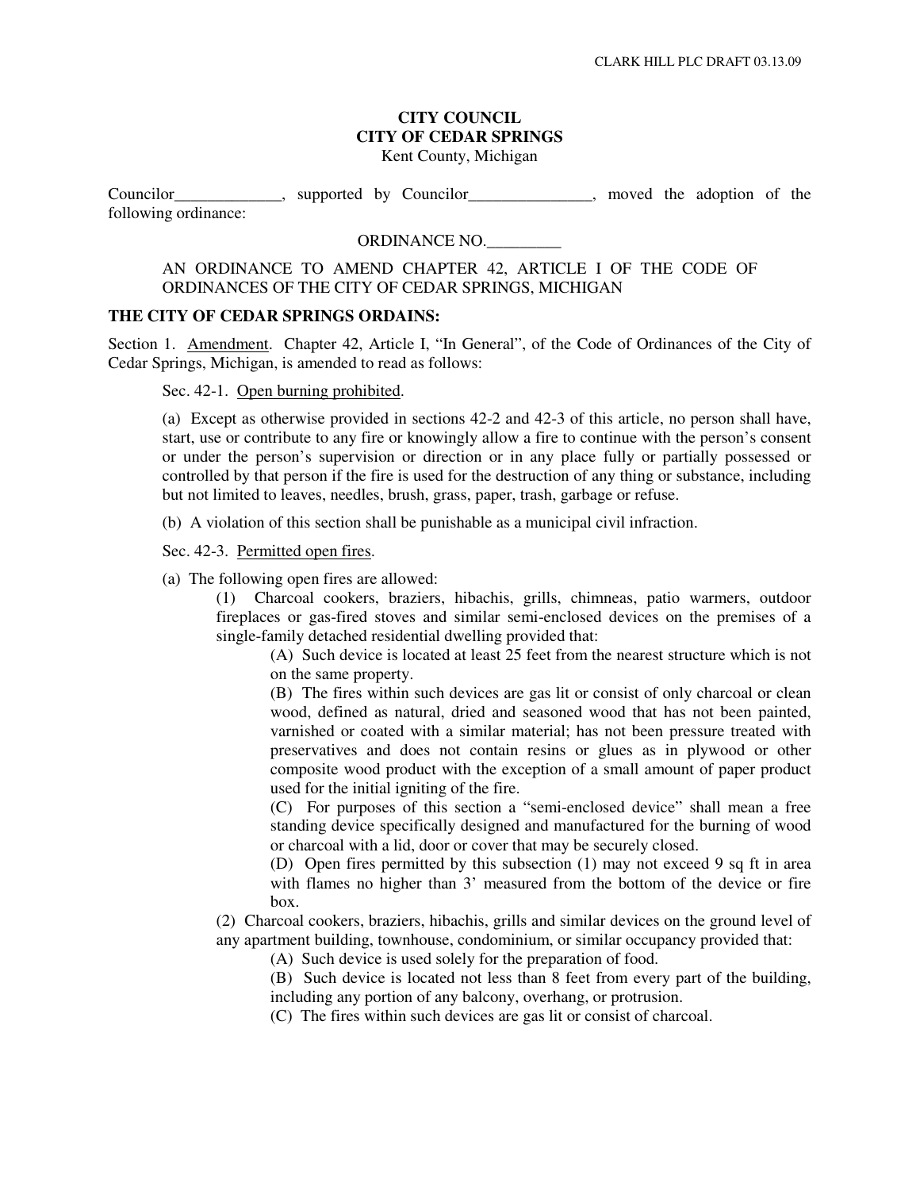**CITY COUNCIL**
**CITY OF CEDAR SPRINGS**
Kent County, Michigan

Councilor_____________, supported by Councilor_______________, moved the adoption of the following ordinance:

ORDINANCE NO._________

AN ORDINANCE TO AMEND CHAPTER 42, ARTICLE I OF THE CODE OF ORDINANCES OF THE CITY OF CEDAR SPRINGS, MICHIGAN

**THE CITY OF CEDAR SPRINGS ORDAINS:**

Section 1. Amendment. Chapter 42, Article I, "In General", of the Code of Ordinances of the City of Cedar Springs, Michigan, is amended to read as follows:

Sec. 42-1. Open burning prohibited.

(a) Except as otherwise provided in sections 42-2 and 42-3 of this article, no person shall have, start, use or contribute to any fire or knowingly allow a fire to continue with the person's consent or under the person's supervision or direction or in any place fully or partially possessed or controlled by that person if the fire is used for the destruction of any thing or substance, including but not limited to leaves, needles, brush, grass, paper, trash, garbage or refuse.

(b) A violation of this section shall be punishable as a municipal civil infraction.

Sec. 42-3. Permitted open fires.

(a) The following open fires are allowed:

(1) Charcoal cookers, braziers, hibachis, grills, chimneas, patio warmers, outdoor fireplaces or gas-fired stoves and similar semi-enclosed devices on the premises of a single-family detached residential dwelling provided that:

(A) Such device is located at least 25 feet from the nearest structure which is not on the same property.

(B) The fires within such devices are gas lit or consist of only charcoal or clean wood, defined as natural, dried and seasoned wood that has not been painted, varnished or coated with a similar material; has not been pressure treated with preservatives and does not contain resins or glues as in plywood or other composite wood product with the exception of a small amount of paper product used for the initial igniting of the fire.

(C) For purposes of this section a "semi-enclosed device" shall mean a free standing device specifically designed and manufactured for the burning of wood or charcoal with a lid, door or cover that may be securely closed.

(D) Open fires permitted by this subsection (1) may not exceed 9 sq ft in area with flames no higher than 3' measured from the bottom of the device or fire box.

(2) Charcoal cookers, braziers, hibachis, grills and similar devices on the ground level of any apartment building, townhouse, condominium, or similar occupancy provided that:

(A) Such device is used solely for the preparation of food.

(B) Such device is located not less than 8 feet from every part of the building, including any portion of any balcony, overhang, or protrusion.

(C) The fires within such devices are gas lit or consist of charcoal.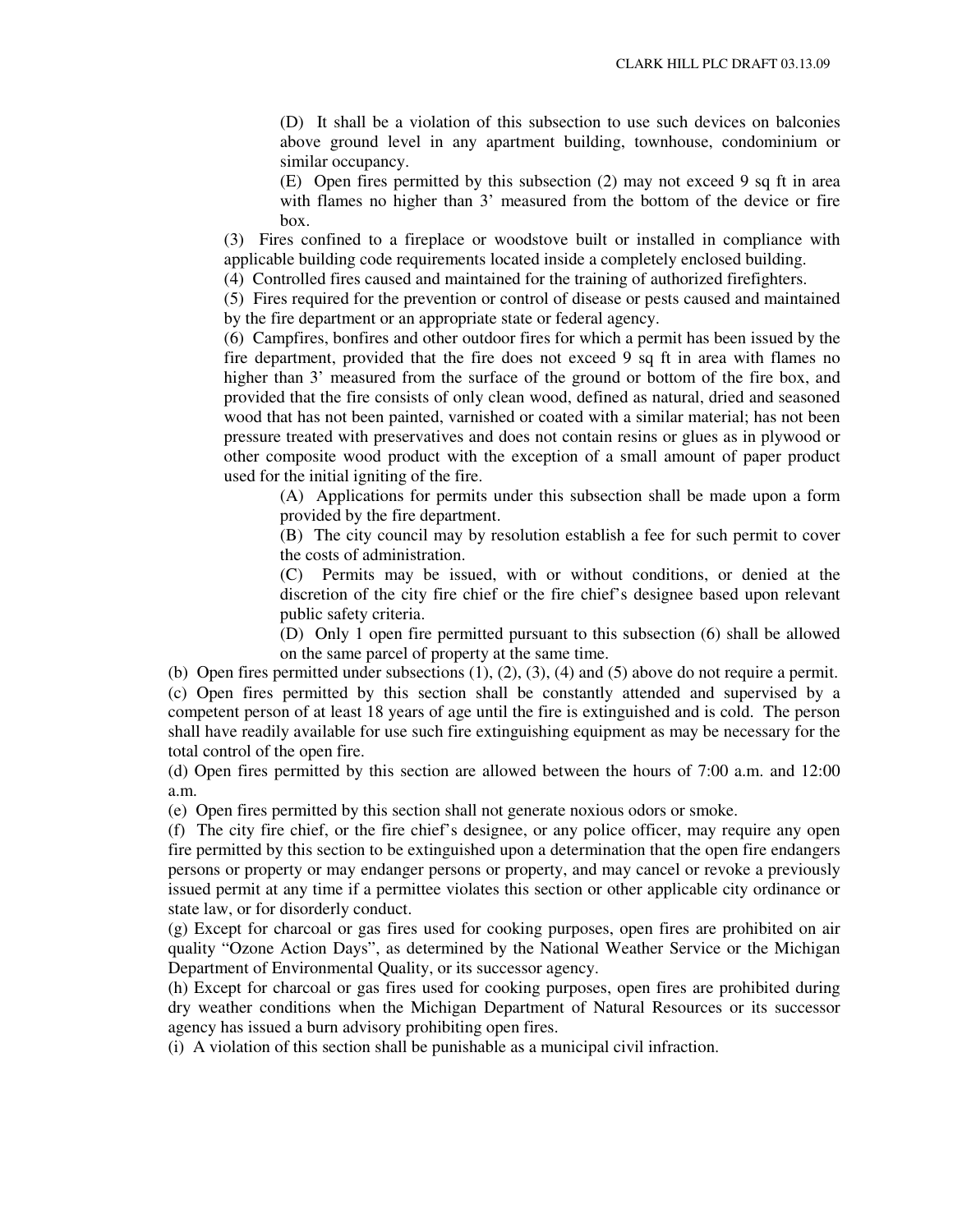(D) It shall be a violation of this subsection to use such devices on balconies above ground level in any apartment building, townhouse, condominium or similar occupancy.

(E) Open fires permitted by this subsection (2) may not exceed 9 sq ft in area with flames no higher than 3' measured from the bottom of the device or fire box.

(3) Fires confined to a fireplace or woodstove built or installed in compliance with applicable building code requirements located inside a completely enclosed building.

(4) Controlled fires caused and maintained for the training of authorized firefighters.

(5) Fires required for the prevention or control of disease or pests caused and maintained by the fire department or an appropriate state or federal agency.

(6) Campfires, bonfires and other outdoor fires for which a permit has been issued by the fire department, provided that the fire does not exceed 9 sq ft in area with flames no higher than 3' measured from the surface of the ground or bottom of the fire box, and provided that the fire consists of only clean wood, defined as natural, dried and seasoned wood that has not been painted, varnished or coated with a similar material; has not been pressure treated with preservatives and does not contain resins or glues as in plywood or other composite wood product with the exception of a small amount of paper product used for the initial igniting of the fire.

(A) Applications for permits under this subsection shall be made upon a form provided by the fire department.

(B) The city council may by resolution establish a fee for such permit to cover the costs of administration.

(C) Permits may be issued, with or without conditions, or denied at the discretion of the city fire chief or the fire chief's designee based upon relevant public safety criteria.

(D) Only 1 open fire permitted pursuant to this subsection (6) shall be allowed on the same parcel of property at the same time.

(b) Open fires permitted under subsections (1), (2), (3), (4) and (5) above do not require a permit.

(c) Open fires permitted by this section shall be constantly attended and supervised by a competent person of at least 18 years of age until the fire is extinguished and is cold. The person shall have readily available for use such fire extinguishing equipment as may be necessary for the total control of the open fire.

(d) Open fires permitted by this section are allowed between the hours of 7:00 a.m. and 12:00 a.m.

(e) Open fires permitted by this section shall not generate noxious odors or smoke.

(f) The city fire chief, or the fire chief's designee, or any police officer, may require any open fire permitted by this section to be extinguished upon a determination that the open fire endangers persons or property or may endanger persons or property, and may cancel or revoke a previously issued permit at any time if a permittee violates this section or other applicable city ordinance or state law, or for disorderly conduct.

(g) Except for charcoal or gas fires used for cooking purposes, open fires are prohibited on air quality "Ozone Action Days", as determined by the National Weather Service or the Michigan Department of Environmental Quality, or its successor agency.

(h) Except for charcoal or gas fires used for cooking purposes, open fires are prohibited during dry weather conditions when the Michigan Department of Natural Resources or its successor agency has issued a burn advisory prohibiting open fires.

(i) A violation of this section shall be punishable as a municipal civil infraction.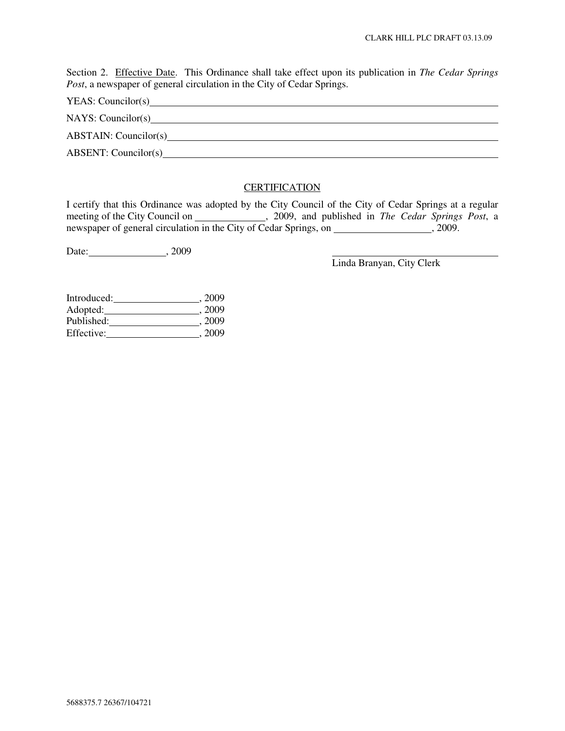Section 2. Effective Date. This Ordinance shall take effect upon its publication in *The Cedar Springs Post*, a newspaper of general circulation in the City of Cedar Springs.

YEAS: Councilor(s)\_\_\_\_\_\_\_\_\_\_\_\_\_\_\_\_\_\_\_\_\_\_\_\_\_\_\_\_\_\_\_\_\_\_\_\_\_\_\_\_\_\_\_\_\_\_\_\_\_\_\_\_

NAYS: Councilor(s)\_\_\_\_\_\_\_\_\_\_\_\_\_\_\_\_\_\_\_\_\_\_\_\_\_\_\_\_\_\_\_\_\_\_\_\_\_\_\_\_\_\_\_\_\_\_\_\_\_\_\_\_

ABSTAIN: Councilor(s)\_\_\_\_\_\_\_\_\_\_\_\_\_\_\_\_\_\_\_\_\_\_\_\_\_\_\_\_\_\_\_\_\_\_\_\_\_\_\_\_\_\_\_\_\_\_\_\_

ABSENT: Councilor(s)\_\_\_\_\_\_\_\_\_\_\_\_\_\_\_\_\_\_\_\_\_\_\_\_\_\_\_\_\_\_\_\_\_\_\_\_\_\_\_\_\_\_\_\_\_\_\_\_\_

## CERTIFICATION

I certify that this Ordinance was adopted by the City Council of the City of Cedar Springs at a regular meeting of the City Council on \_\_\_\_\_\_\_\_\_\_\_\_\_\_, 2009, and published in *The Cedar Springs Post*, a newspaper of general circulation in the City of Cedar Springs, on \_\_\_\_\_\_\_\_\_\_\_\_\_\_\_\_\_\_\_\_, 2009.

Date:\_\_\_\_\_\_\_\_\_\_\_\_\_\_\_\_, 2009

\_\_\_\_\_\_\_\_\_\_\_\_\_\_\_\_\_\_\_\_\_\_\_\_\_\_\_\_\_\_\_\_\_\_\_\_
Linda Branyan, City Clerk

Introduced:\_\_\_\_\_\_\_\_\_\_\_\_\_\_\_\_\_\_, 2009
Adopted:\_\_\_\_\_\_\_\_\_\_\_\_\_\_\_\_\_\_\_\_, 2009
Published:\_\_\_\_\_\_\_\_\_\_\_\_\_\_\_\_\_\_\_, 2009
Effective:\_\_\_\_\_\_\_\_\_\_\_\_\_\_\_\_\_\_\_\_, 2009